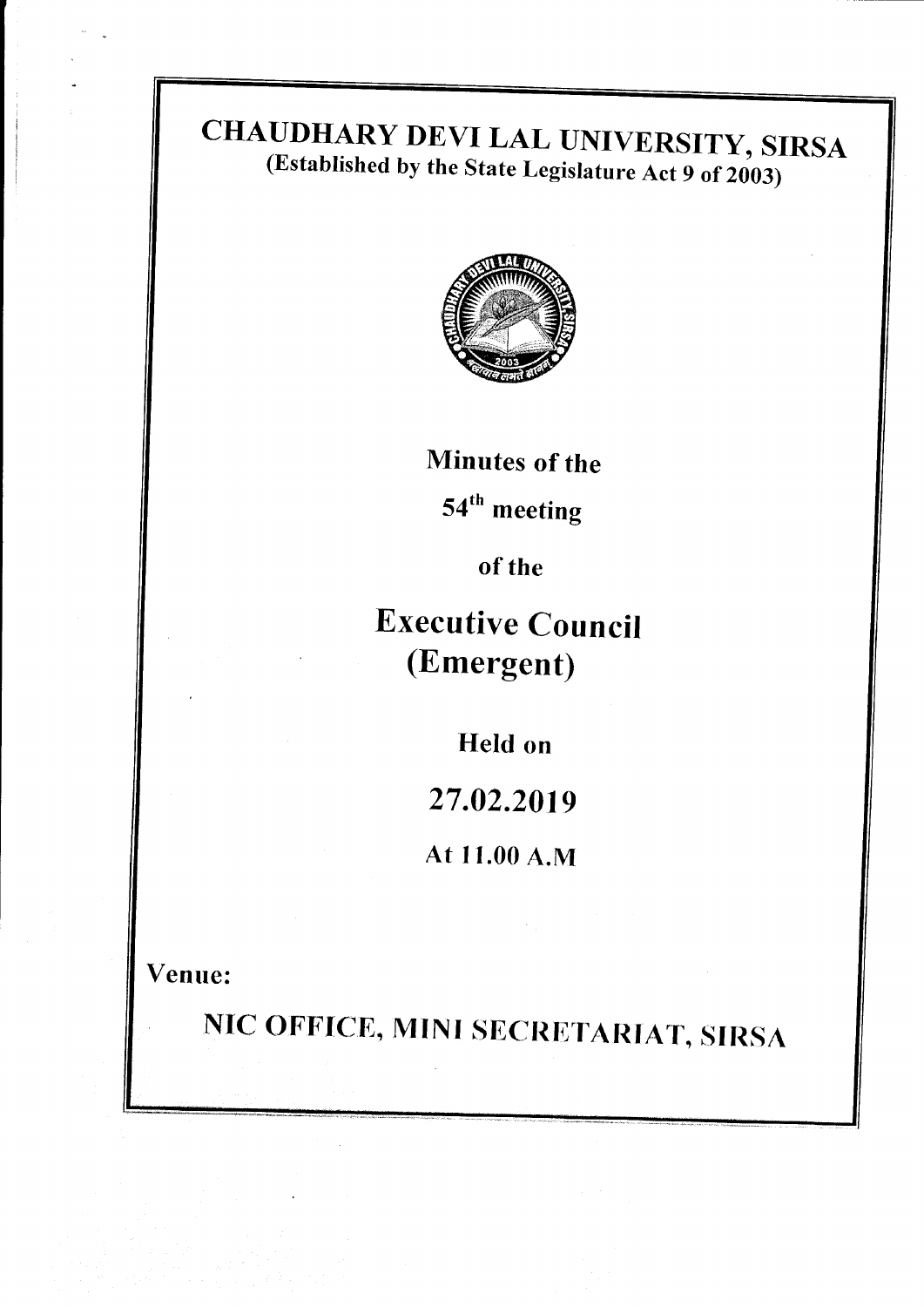# CHAUDHARY DEVI LAL UNIVERSITY, SIRSA

**(Established by the State Legislature Act 9 of 2003)**

**Minutes of the**

**54th meeting**

**of the**

## Executive Council (Emergent)

**Held on**

**27.02.2019**

**At 11.00 A.M**

**Venue:**

**NIC OFFICE, MINI SECRETARIAT, SIRSA**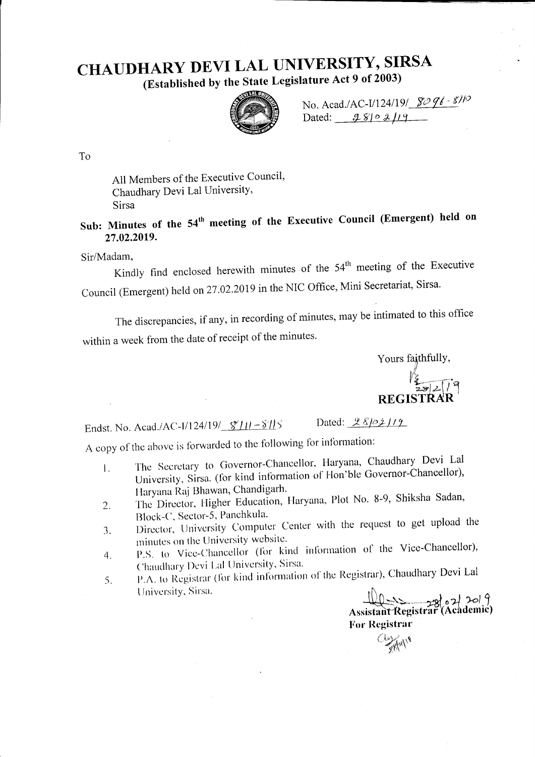# CHAUDHARY DEVI LAL UNIVERSITY, SIRSA

**(Established by the State Legislature Act 9 of 2003)**

No. Acad./AC-I/124/19/ 8096-8110
Dated: 28/02/19

To

All Members of the Executive Council,
Chaudhary Devi Lal University,
Sirsa

**Sub: Minutes of the 54th meeting of the Executive Council (Emergent) held on 27.02.2019.**

Sir/Madam,

Kindly find enclosed herewith minutes of the 54th meeting of the Executive Council (Emergent) held on 27.02.2019 in the NIC Office, Mini Secretariat, Sirsa.

The discrepancies, if any, in recording of minutes, may be intimated to this office within a week from the date of receipt of the minutes.

Yours faithfully,

28/2/19
**REGISTRAR**

Endst. No. Acad./AC-I/124/19/ 8111-8115 Dated: 28/02/19

A copy of the above is forwarded to the following for information:

1. The Secretary to Governor-Chancellor, Haryana, Chaudhary Devi Lal University, Sirsa. (for kind information of Hon'ble Governor-Chancellor), Haryana Raj Bhawan, Chandigarh.
2. The Director, Higher Education, Haryana, Plot No. 8-9, Shiksha Sadan, Block-C, Sector-5, Panchkula.
3. Director, University Computer Center with the request to get upload the minutes on the University website.
4. P.S. to Vice-Chancellor (for kind information of the Vice-Chancellor), Chaudhary Devi Lal University, Sirsa.
5. P.A. to Registrar (for kind information of the Registrar), Chaudhary Devi Lal University, Sirsa.

28/02/2019
**Assistant Registrar (Academic)**
**For Registrar**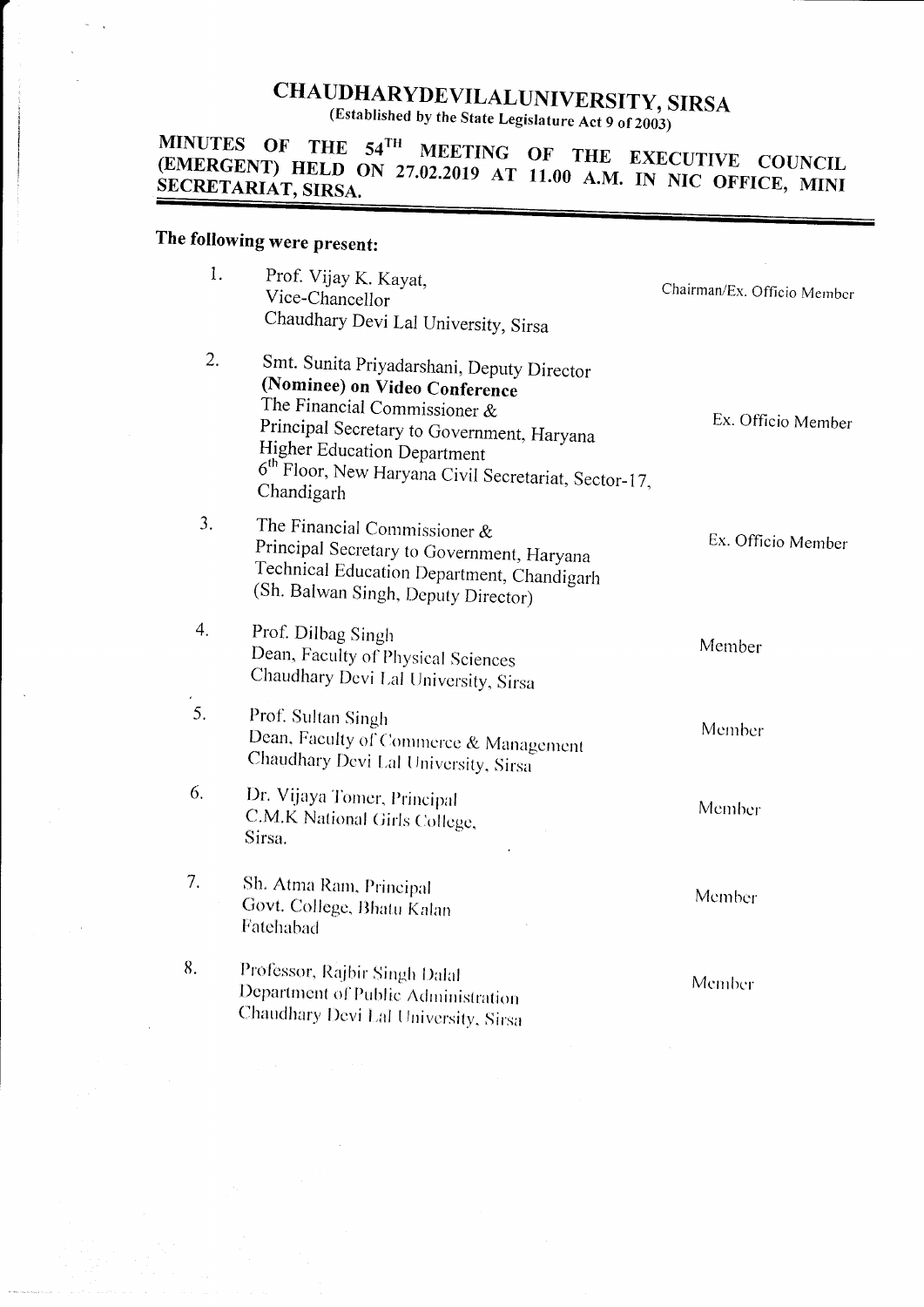# CHAUDHARYDEVILALUNIVERSITY, SIRSA

(Established by the State Legislature Act 9 of 2003)

## MINUTES OF THE 54TH MEETING OF THE EXECUTIVE COUNCIL (EMERGENT) HELD ON 27.02.2019 AT 11.00 A.M. IN NIC OFFICE, MINI SECRETARIAT, SIRSA.

**The following were present:**

| | | |
|---|---|---|
| 1. | Prof. Vijay K. Kayat, Vice-Chancellor Chaudhary Devi Lal University, Sirsa | Chairman/Ex. Officio Member |
| 2. | Smt. Sunita Priyadarshani, Deputy Director **(Nominee) on Video Conference** The Financial Commissioner & Principal Secretary to Government, Haryana Higher Education Department 6th Floor, New Haryana Civil Secretariat, Sector-17, Chandigarh | Ex. Officio Member |
| 3. | The Financial Commissioner & Principal Secretary to Government, Haryana Technical Education Department, Chandigarh (Sh. Balwan Singh, Deputy Director) | Ex. Officio Member |
| 4. | Prof. Dilbag Singh Dean, Faculty of Physical Sciences Chaudhary Devi Lal University, Sirsa | Member |
| 5. | Prof. Sultan Singh Dean, Faculty of Commerce & Management Chaudhary Devi Lal University, Sirsa | Member |
| 6. | Dr. Vijaya Tomer, Principal C.M.K National Girls College, Sirsa. | Member |
| 7. | Sh. Atma Ram, Principal Govt. College, Bhatu Kalan Fatehabad | Member |
| 8. | Professor, Rajbir Singh Dalal Department of Public Administration Chaudhary Devi Lal University, Sirsa | Member |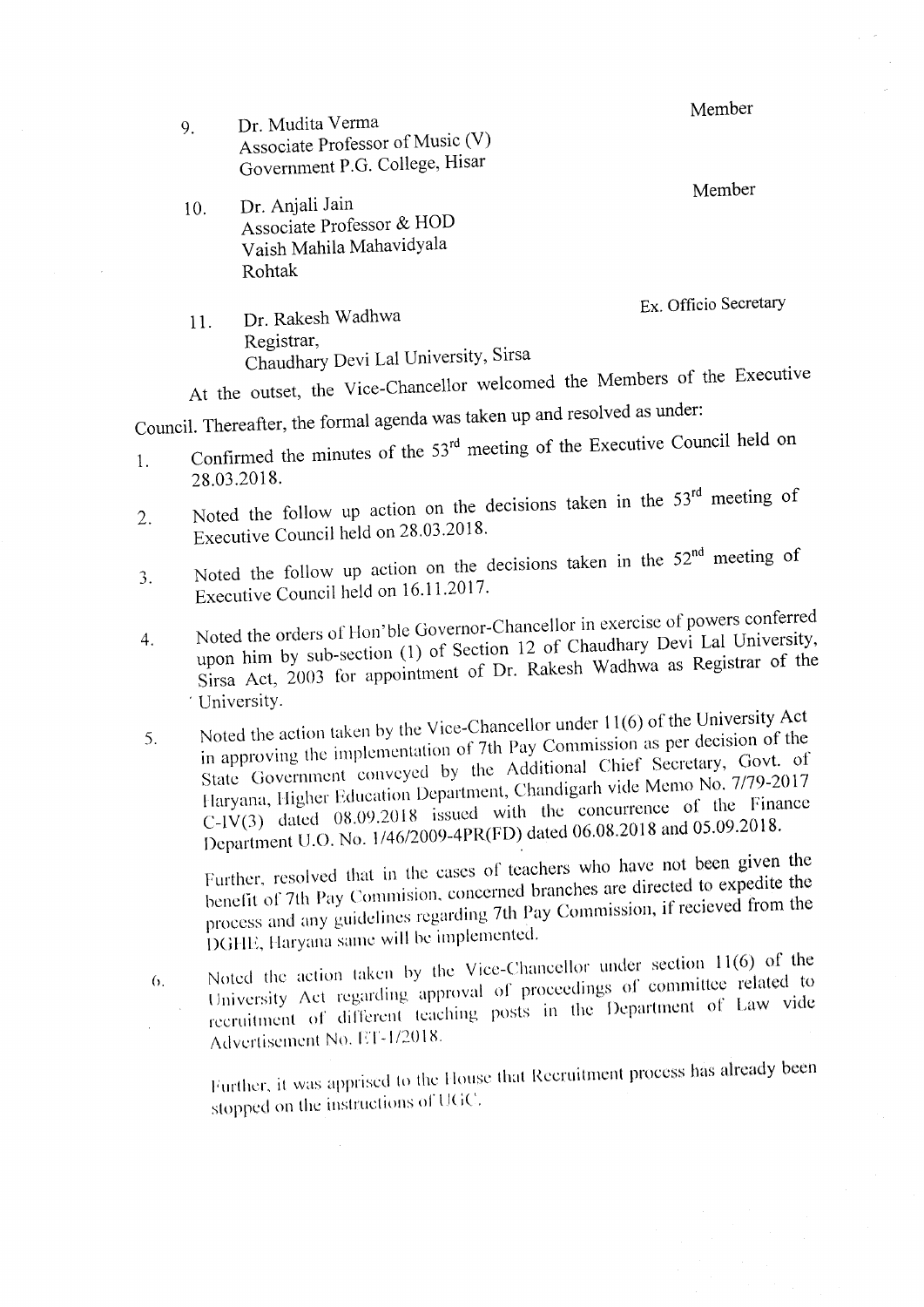9. Dr. Mudita Verma  
   Associate Professor of Music (V)  
   Government P.G. College, Hisar  
   Member

10. Dr. Anjali Jain  
    Associate Professor & HOD  
    Vaish Mahila Mahavidyala  
    Rohtak  
    Member

11. Dr. Rakesh Wadhwa  
    Registrar,  
    Chaudhary Devi Lal University, Sirsa  
    Ex. Officio Secretary

At the outset, the Vice-Chancellor welcomed the Members of the Executive Council. Thereafter, the formal agenda was taken up and resolved as under:

1. Confirmed the minutes of the 53rd meeting of the Executive Council held on 28.03.2018.

2. Noted the follow up action on the decisions taken in the 53rd meeting of Executive Council held on 28.03.2018.

3. Noted the follow up action on the decisions taken in the 52nd meeting of Executive Council held on 16.11.2017.

4. Noted the orders of Hon'ble Governor-Chancellor in exercise of powers conferred upon him by sub-section (1) of Section 12 of Chaudhary Devi Lal University, Sirsa Act, 2003 for appointment of Dr. Rakesh Wadhwa as Registrar of the University.

5. Noted the action taken by the Vice-Chancellor under 11(6) of the University Act in approving the implementation of 7th Pay Commission as per decision of the State Government conveyed by the Additional Chief Secretary, Govt. of Haryana, Higher Education Department, Chandigarh vide Memo No. 7/79-2017 C-IV(3) dated 08.09.2018 issued with the concurrence of the Finance Department U.O. No. 1/46/2009-4PR(FD) dated 06.08.2018 and 05.09.2018.

   Further, resolved that in the cases of teachers who have not been given the benefit of 7th Pay Commision, concerned branches are directed to expedite the process and any guidelines regarding 7th Pay Commission, if recieved from the DGHE, Haryana same will be implemented.

6. Noted the action taken by the Vice-Chancellor under section 11(6) of the University Act regarding approval of proceedings of committee related to recruitment of different teaching posts in the Department of Law vide Advertisement No. ET-1/2018.

   Further, it was apprised to the House that Recruitment process has already been stopped on the instructions of UGC.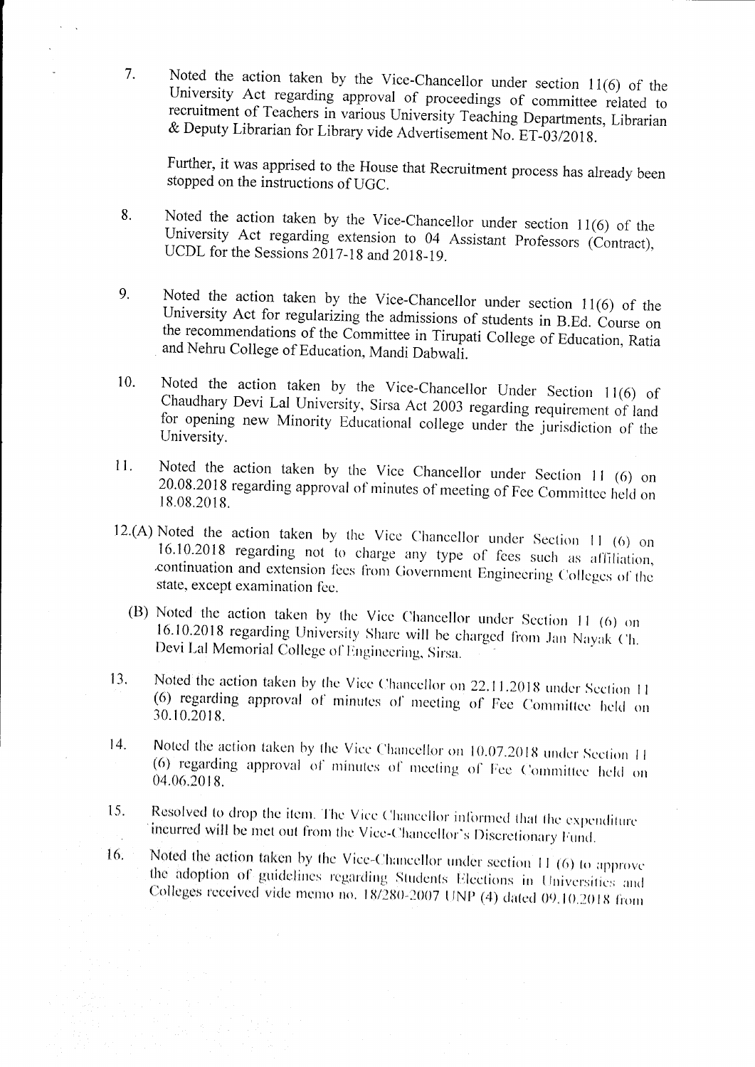7. Noted the action taken by the Vice-Chancellor under section 11(6) of the University Act regarding approval of proceedings of committee related to recruitment of Teachers in various University Teaching Departments, Librarian & Deputy Librarian for Library vide Advertisement No. ET-03/2018.

   Further, it was apprised to the House that Recruitment process has already been stopped on the instructions of UGC.

8. Noted the action taken by the Vice-Chancellor under section 11(6) of the University Act regarding extension to 04 Assistant Professors (Contract), UCDL for the Sessions 2017-18 and 2018-19.

9. Noted the action taken by the Vice-Chancellor under section 11(6) of the University Act for regularizing the admissions of students in B.Ed. Course on the recommendations of the Committee in Tirupati College of Education, Ratia and Nehru College of Education, Mandi Dabwali.

10. Noted the action taken by the Vice-Chancellor Under Section 11(6) of Chaudhary Devi Lal University, Sirsa Act 2003 regarding requirement of land for opening new Minority Educational college under the jurisdiction of the University.

11. Noted the action taken by the Vice Chancellor under Section 11 (6) on 20.08.2018 regarding approval of minutes of meeting of Fee Committee held on 18.08.2018.

12.(A) Noted the action taken by the Vice Chancellor under Section 11 (6) on 16.10.2018 regarding not to charge any type of fees such as affiliation, continuation and extension fees from Government Engineering Colleges of the state, except examination fee.

   (B) Noted the action taken by the Vice Chancellor under Section 11 (6) on 16.10.2018 regarding University Share will be charged from Jan Nayak Ch. Devi Lal Memorial College of Engineering, Sirsa.

13. Noted the action taken by the Vice Chancellor on 22.11.2018 under Section 11 (6) regarding approval of minutes of meeting of Fee Committee held on 30.10.2018.

14. Noted the action taken by the Vice Chancellor on 10.07.2018 under Section 11 (6) regarding approval of minutes of meeting of Fee Committee held on 04.06.2018.

15. Resolved to drop the item. The Vice Chancellor informed that the expenditure incurred will be met out from the Vice-Chancellor's Discretionary Fund.

16. Noted the action taken by the Vice-Chancellor under section 11 (6) to approve the adoption of guidelines regarding Students Elections in Universities and Colleges received vide memo no. 18/280-2007 UNP (4) dated 09.10.2018 from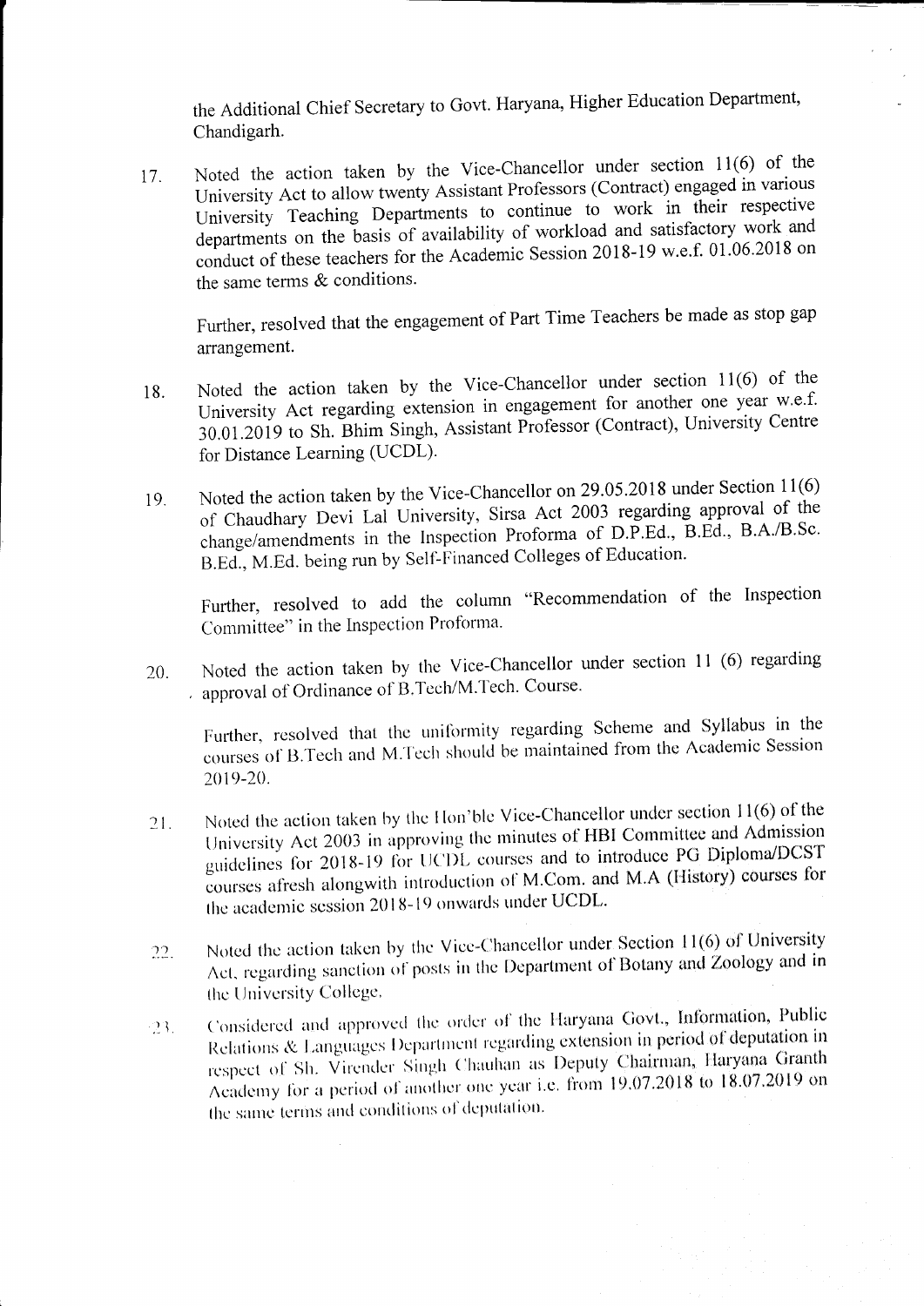the Additional Chief Secretary to Govt. Haryana, Higher Education Department, Chandigarh.

17. Noted the action taken by the Vice-Chancellor under section 11(6) of the University Act to allow twenty Assistant Professors (Contract) engaged in various University Teaching Departments to continue to work in their respective departments on the basis of availability of workload and satisfactory work and conduct of these teachers for the Academic Session 2018-19 w.e.f. 01.06.2018 on the same terms & conditions.

    Further, resolved that the engagement of Part Time Teachers be made as stop gap arrangement.

18. Noted the action taken by the Vice-Chancellor under section 11(6) of the University Act regarding extension in engagement for another one year w.e.f. 30.01.2019 to Sh. Bhim Singh, Assistant Professor (Contract), University Centre for Distance Learning (UCDL).

19. Noted the action taken by the Vice-Chancellor on 29.05.2018 under Section 11(6) of Chaudhary Devi Lal University, Sirsa Act 2003 regarding approval of the change/amendments in the Inspection Proforma of D.P.Ed., B.Ed., B.A./B.Sc. B.Ed., M.Ed. being run by Self-Financed Colleges of Education.

    Further, resolved to add the column "Recommendation of the Inspection Committee" in the Inspection Proforma.

20. Noted the action taken by the Vice-Chancellor under section 11 (6) regarding approval of Ordinance of B.Tech/M.Tech. Course.

    Further, resolved that the uniformity regarding Scheme and Syllabus in the courses of B.Tech and M.Tech should be maintained from the Academic Session 2019-20.

21. Noted the action taken by the Hon'ble Vice-Chancellor under section 11(6) of the University Act 2003 in approving the minutes of HBI Committee and Admission guidelines for 2018-19 for UCDL courses and to introduce PG Diploma/DCST courses afresh alongwith introduction of M.Com. and M.A (History) courses for the academic session 2018-19 onwards under UCDL.

22. Noted the action taken by the Vice-Chancellor under Section 11(6) of University Act, regarding sanction of posts in the Department of Botany and Zoology and in the University College.

23. Considered and approved the order of the Haryana Govt., Information, Public Relations & Languages Department regarding extension in period of deputation in respect of Sh. Virender Singh Chauhan as Deputy Chairman, Haryana Granth Academy for a period of another one year i.e. from 19.07.2018 to 18.07.2019 on the same terms and conditions of deputation.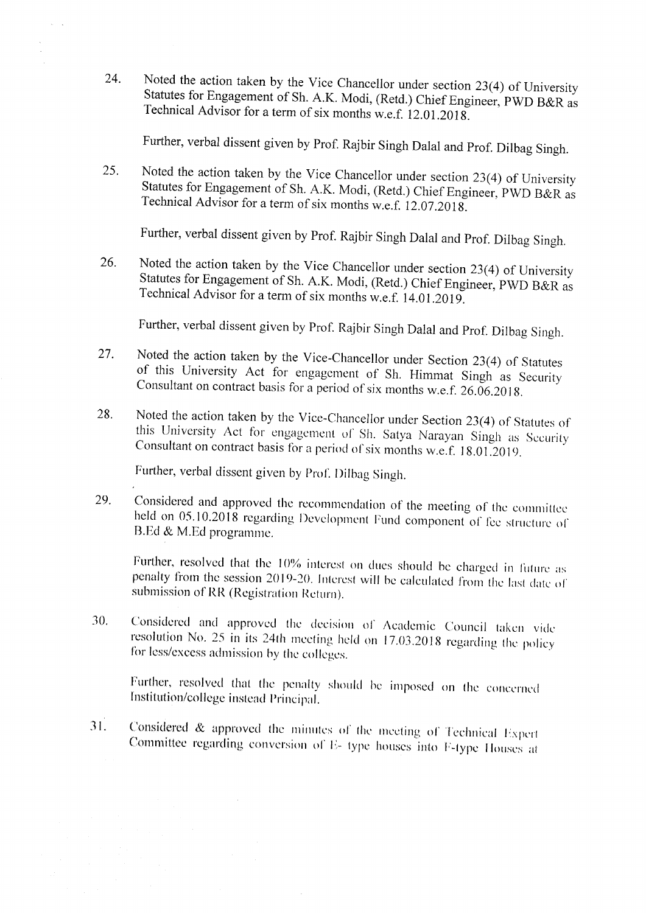24. Noted the action taken by the Vice Chancellor under section 23(4) of University Statutes for Engagement of Sh. A.K. Modi, (Retd.) Chief Engineer, PWD B&R as Technical Advisor for a term of six months w.e.f. 12.01.2018.

    Further, verbal dissent given by Prof. Rajbir Singh Dalal and Prof. Dilbag Singh.

25. Noted the action taken by the Vice Chancellor under section 23(4) of University Statutes for Engagement of Sh. A.K. Modi, (Retd.) Chief Engineer, PWD B&R as Technical Advisor for a term of six months w.e.f. 12.07.2018.

    Further, verbal dissent given by Prof. Rajbir Singh Dalal and Prof. Dilbag Singh.

26. Noted the action taken by the Vice Chancellor under section 23(4) of University Statutes for Engagement of Sh. A.K. Modi, (Retd.) Chief Engineer, PWD B&R as Technical Advisor for a term of six months w.e.f. 14.01.2019.

    Further, verbal dissent given by Prof. Rajbir Singh Dalal and Prof. Dilbag Singh.

27. Noted the action taken by the Vice-Chancellor under Section 23(4) of Statutes of this University Act for engagement of Sh. Himmat Singh as Security Consultant on contract basis for a period of six months w.e.f. 26.06.2018.

28. Noted the action taken by the Vice-Chancellor under Section 23(4) of Statutes of this University Act for engagement of Sh. Satya Narayan Singh as Security Consultant on contract basis for a period of six months w.e.f. 18.01.2019.

    Further, verbal dissent given by Prof. Dilbag Singh.

29. Considered and approved the recommendation of the meeting of the committee held on 05.10.2018 regarding Development Fund component of fee structure of B.Ed & M.Ed programme.

    Further, resolved that the 10% interest on dues should be charged in future as penalty from the session 2019-20. Interest will be calculated from the last date of submission of RR (Registration Return).

30. Considered and approved the decision of Academic Council taken vide resolution No. 25 in its 24th meeting held on 17.03.2018 regarding the policy for less/excess admission by the colleges.

    Further, resolved that the penalty should be imposed on the concerned Institution/college instead Principal.

31. Considered & approved the minutes of the meeting of Technical Expert Committee regarding conversion of E- type houses into F-type Houses at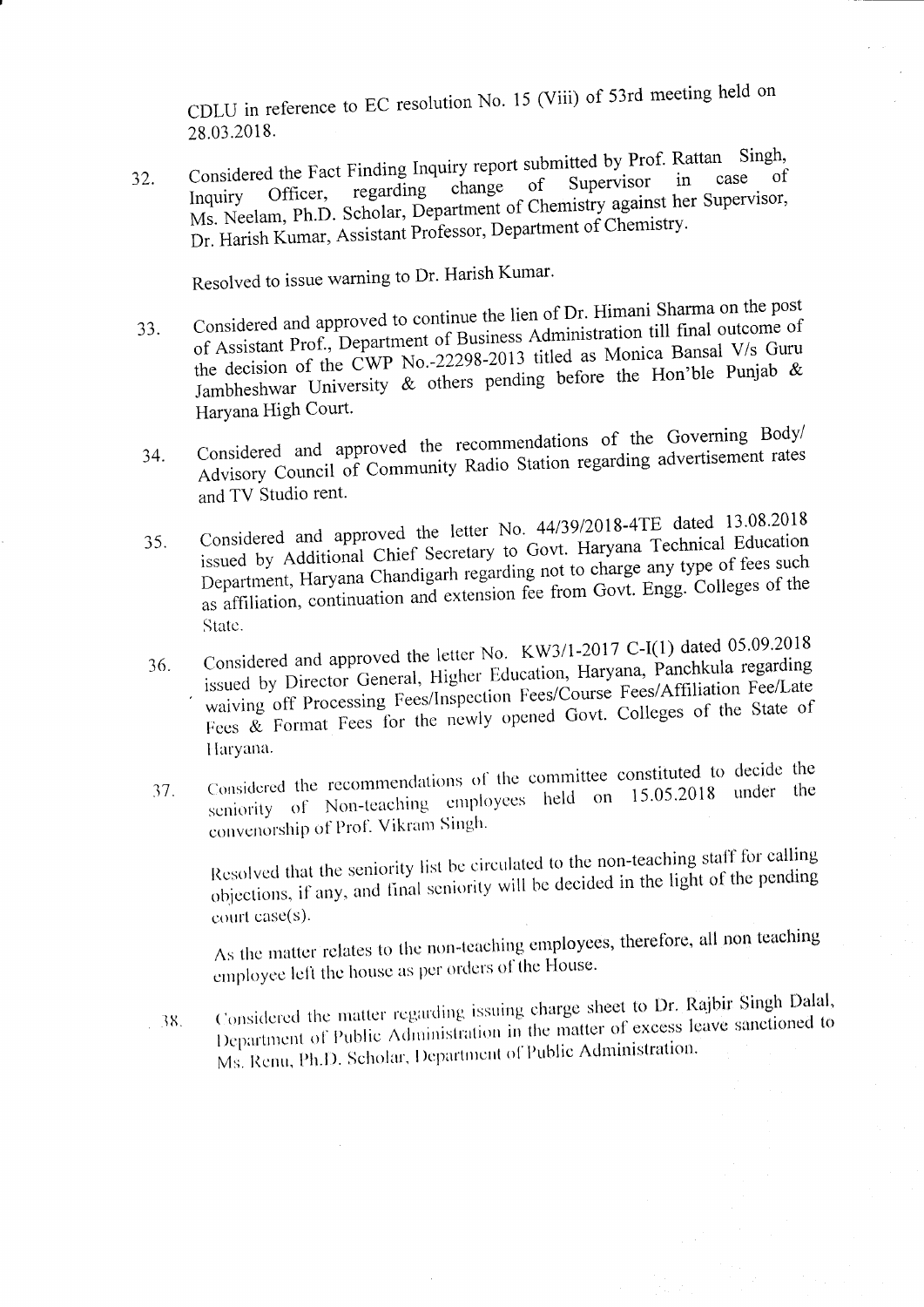CDLU in reference to EC resolution No. 15 (Viii) of 53rd meeting held on 28.03.2018.

32. Considered the Fact Finding Inquiry report submitted by Prof. Rattan Singh, Inquiry Officer, regarding change of Supervisor in case of Ms. Neelam, Ph.D. Scholar, Department of Chemistry against her Supervisor, Dr. Harish Kumar, Assistant Professor, Department of Chemistry.

    Resolved to issue warning to Dr. Harish Kumar.

33. Considered and approved to continue the lien of Dr. Himani Sharma on the post of Assistant Prof., Department of Business Administration till final outcome of the decision of the CWP No.-22298-2013 titled as Monica Bansal V/s Guru Jambheshwar University & others pending before the Hon'ble Punjab & Haryana High Court.

34. Considered and approved the recommendations of the Governing Body/ Advisory Council of Community Radio Station regarding advertisement rates and TV Studio rent.

35. Considered and approved the letter No. 44/39/2018-4TE dated 13.08.2018 issued by Additional Chief Secretary to Govt. Haryana Technical Education Department, Haryana Chandigarh regarding not to charge any type of fees such as affiliation, continuation and extension fee from Govt. Engg. Colleges of the State.

36. Considered and approved the letter No. KW3/1-2017 C-I(1) dated 05.09.2018 issued by Director General, Higher Education, Haryana, Panchkula regarding waiving off Processing Fees/Inspection Fees/Course Fees/Affiliation Fee/Late Fees & Format Fees for the newly opened Govt. Colleges of the State of Haryana.

37. Considered the recommendations of the committee constituted to decide the seniority of Non-teaching employees held on 15.05.2018 under the convenorship of Prof. Vikram Singh.

    Resolved that the seniority list be circulated to the non-teaching staff for calling objections, if any, and final seniority will be decided in the light of the pending court case(s).

    As the matter relates to the non-teaching employees, therefore, all non teaching employee left the house as per orders of the House.

38. Considered the matter regarding issuing charge sheet to Dr. Rajbir Singh Dalal, Department of Public Administration in the matter of excess leave sanctioned to Ms. Renu, Ph.D. Scholar, Department of Public Administration.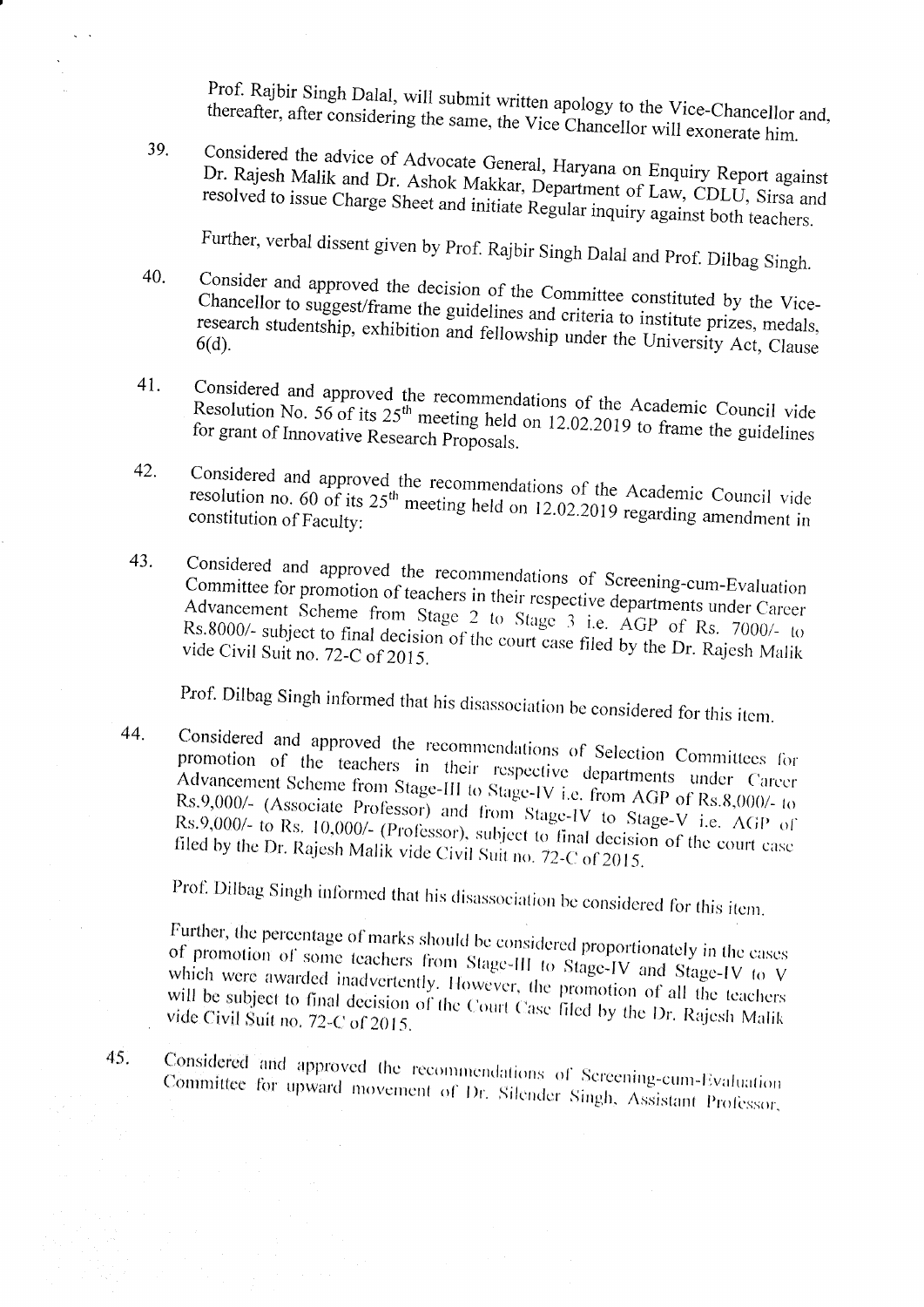Prof. Rajbir Singh Dalal, will submit written apology to the Vice-Chancellor and, thereafter, after considering the same, the Vice Chancellor will exonerate him.

39. Considered the advice of Advocate General, Haryana on Enquiry Report against Dr. Rajesh Malik and Dr. Ashok Makkar, Department of Law, CDLU, Sirsa and resolved to issue Charge Sheet and initiate Regular inquiry against both teachers.

    Further, verbal dissent given by Prof. Rajbir Singh Dalal and Prof. Dilbag Singh.

40. Consider and approved the decision of the Committee constituted by the Vice-Chancellor to suggest/frame the guidelines and criteria to institute prizes, medals, research studentship, exhibition and fellowship under the University Act, Clause 6(d).

41. Considered and approved the recommendations of the Academic Council vide Resolution No. 56 of its 25th meeting held on 12.02.2019 to frame the guidelines for grant of Innovative Research Proposals.

42. Considered and approved the recommendations of the Academic Council vide resolution no. 60 of its 25th meeting held on 12.02.2019 regarding amendment in constitution of Faculty:

43. Considered and approved the recommendations of Screening-cum-Evaluation Committee for promotion of teachers in their respective departments under Career Advancement Scheme from Stage 2 to Stage 3 i.e. AGP of Rs. 7000/- to Rs.8000/- subject to final decision of the court case filed by the Dr. Rajesh Malik vide Civil Suit no. 72-C of 2015.

    Prof. Dilbag Singh informed that his disassociation be considered for this item.

44. Considered and approved the recommendations of Selection Committees for promotion of the teachers in their respective departments under Career Advancement Scheme from Stage-III to Stage-IV i.e. from AGP of Rs.8,000/- to Rs.9,000/- (Associate Professor) and from Stage-IV to Stage-V i.e. AGP of Rs.9,000/- to Rs. 10,000/- (Professor), subject to final decision of the court case filed by the Dr. Rajesh Malik vide Civil Suit no. 72-C of 2015.

    Prof. Dilbag Singh informed that his disassociation be considered for this item.

    Further, the percentage of marks should be considered proportionately in the cases of promotion of some teachers from Stage-III to Stage-IV and Stage-IV to V which were awarded inadvertently. However, the promotion of all the teachers will be subject to final decision of the Court Case filed by the Dr. Rajesh Malik vide Civil Suit no. 72-C of 2015.

45. Considered and approved the recommendations of Screening-cum-Evaluation Committee for upward movement of Dr. Silender Singh, Assistant Professor,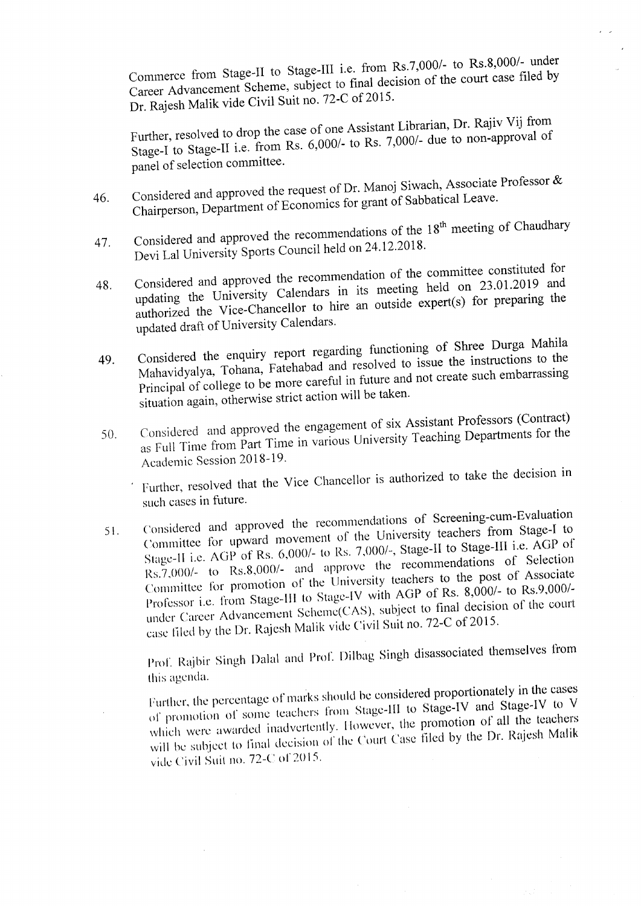Commerce from Stage-II to Stage-III i.e. from Rs.7,000/- to Rs.8,000/- under Career Advancement Scheme, subject to final decision of the court case filed by Dr. Rajesh Malik vide Civil Suit no. 72-C of 2015.

Further, resolved to drop the case of one Assistant Librarian, Dr. Rajiv Vij from Stage-I to Stage-II i.e. from Rs. 6,000/- to Rs. 7,000/- due to non-approval of panel of selection committee.

46. Considered and approved the request of Dr. Manoj Siwach, Associate Professor & Chairperson, Department of Economics for grant of Sabbatical Leave.

47. Considered and approved the recommendations of the 18th meeting of Chaudhary Devi Lal University Sports Council held on 24.12.2018.

48. Considered and approved the recommendation of the committee constituted for updating the University Calendars in its meeting held on 23.01.2019 and authorized the Vice-Chancellor to hire an outside expert(s) for preparing the updated draft of University Calendars.

49. Considered the enquiry report regarding functioning of Shree Durga Mahila Mahavidyalya, Tohana, Fatehabad and resolved to issue the instructions to the Principal of college to be more careful in future and not create such embarrassing situation again, otherwise strict action will be taken.

50. Considered and approved the engagement of six Assistant Professors (Contract) as Full Time from Part Time in various University Teaching Departments for the Academic Session 2018-19.

    Further, resolved that the Vice Chancellor is authorized to take the decision in such cases in future.

51. Considered and approved the recommendations of Screening-cum-Evaluation Committee for upward movement of the University teachers from Stage-I to Stage-II i.e. AGP of Rs. 6,000/- to Rs. 7,000/-, Stage-II to Stage-III i.e. AGP of Rs.7,000/- to Rs.8,000/- and approve the recommendations of Selection Committee for promotion of the University teachers to the post of Associate Professor i.e. from Stage-III to Stage-IV with AGP of Rs. 8,000/- to Rs.9,000/- under Career Advancement Scheme(CAS), subject to final decision of the court case filed by the Dr. Rajesh Malik vide Civil Suit no. 72-C of 2015.

    Prof. Rajbir Singh Dalal and Prof. Dilbag Singh disassociated themselves from this agenda.

    Further, the percentage of marks should be considered proportionately in the cases of promotion of some teachers from Stage-III to Stage-IV and Stage-IV to V which were awarded inadvertently. However, the promotion of all the teachers will be subject to final decision of the Court Case filed by the Dr. Rajesh Malik vide Civil Suit no. 72-C of 2015.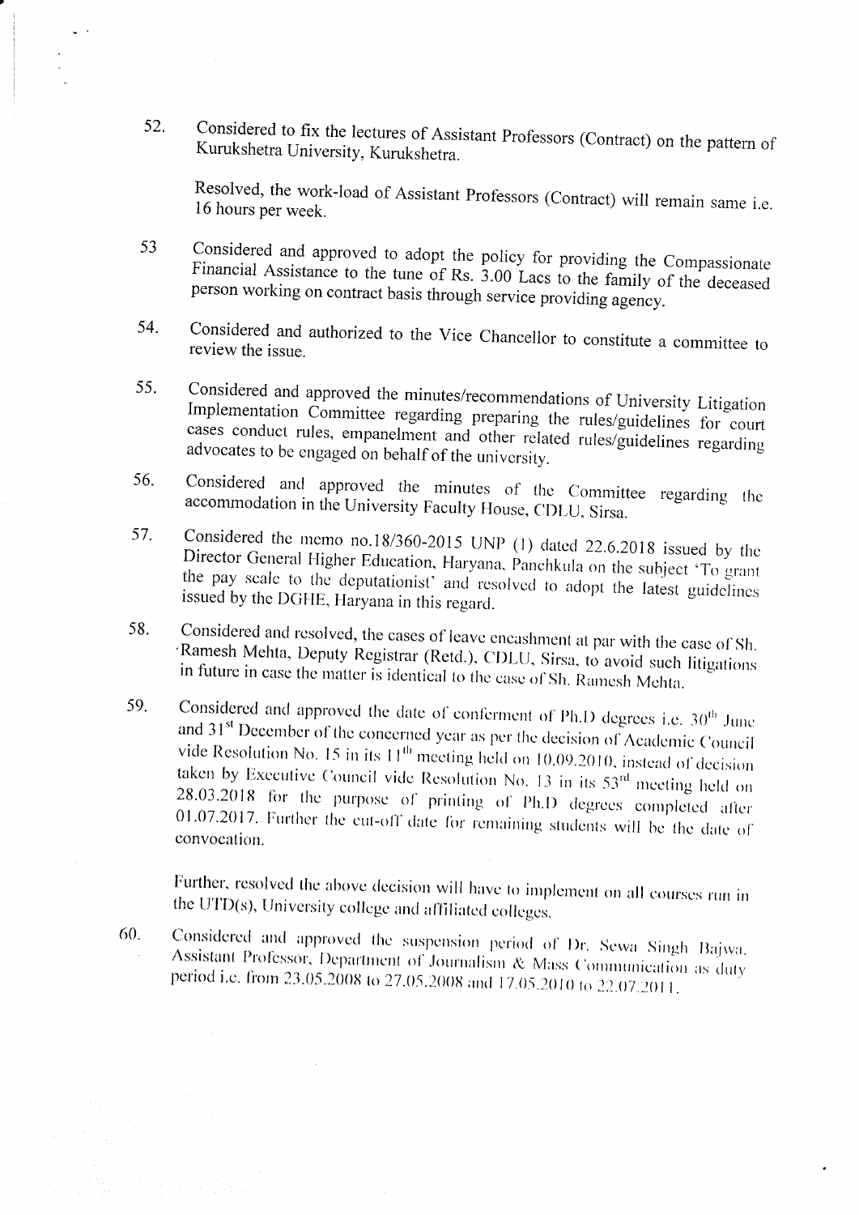52. Considered to fix the lectures of Assistant Professors (Contract) on the pattern of Kurukshetra University, Kurukshetra.

    Resolved, the work-load of Assistant Professors (Contract) will remain same i.e. 16 hours per week.

53. Considered and approved to adopt the policy for providing the Compassionate Financial Assistance to the tune of Rs. 3.00 Lacs to the family of the deceased person working on contract basis through service providing agency.

54. Considered and authorized to the Vice Chancellor to constitute a committee to review the issue.

55. Considered and approved the minutes/recommendations of University Litigation Implementation Committee regarding preparing the rules/guidelines for court cases conduct rules, empanelment and other related rules/guidelines regarding advocates to be engaged on behalf of the university.

56. Considered and approved the minutes of the Committee regarding the accommodation in the University Faculty House, CDLU, Sirsa.

57. Considered the memo no.18/360-2015 UNP (1) dated 22.6.2018 issued by the Director General Higher Education, Haryana, Panchkula on the subject 'To grant the pay scale to the deputationist' and resolved to adopt the latest guidelines issued by the DGHE, Haryana in this regard.

58. Considered and resolved, the cases of leave encashment at par with the case of Sh. Ramesh Mehta, Deputy Registrar (Retd.), CDLU, Sirsa, to avoid such litigations in future in case the matter is identical to the case of Sh. Ramesh Mehta.

59. Considered and approved the date of conferment of Ph.D degrees i.e. 30th June and 31st December of the concerned year as per the decision of Academic Council vide Resolution No. 15 in its 11th meeting held on 10.09.2010, instead of decision taken by Executive Council vide Resolution No. 13 in its 53rd meeting held on 28.03.2018 for the purpose of printing of Ph.D degrees completed after 01.07.2017. Further the cut-off date for remaining students will be the date of convocation.

    Further, resolved the above decision will have to implement on all courses run in the UTD(s), University college and affiliated colleges.

60. Considered and approved the suspension period of Dr. Sewa Singh Bajwa, Assistant Professor, Department of Journalism & Mass Communication as duty period i.e. from 23.05.2008 to 27.05.2008 and 17.05.2010 to 22.07.2011.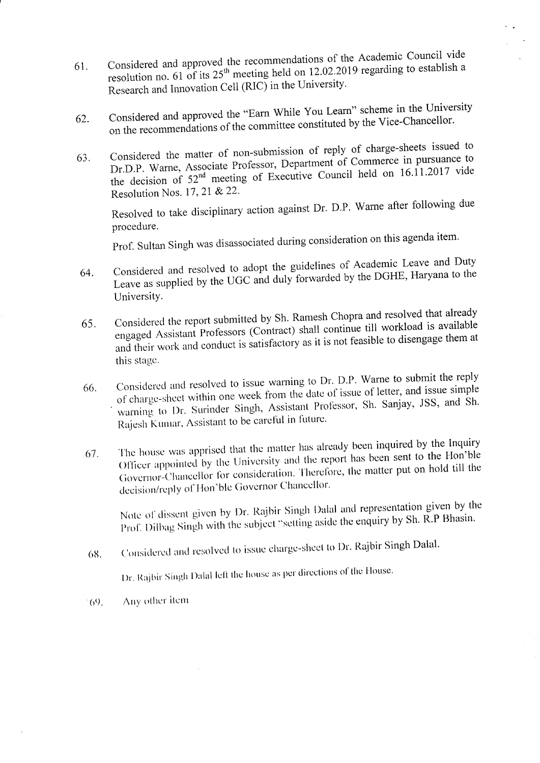61. Considered and approved the recommendations of the Academic Council vide resolution no. 61 of its 25th meeting held on 12.02.2019 regarding to establish a Research and Innovation Cell (RIC) in the University.

62. Considered and approved the "Earn While You Learn" scheme in the University on the recommendations of the committee constituted by the Vice-Chancellor.

63. Considered the matter of non-submission of reply of charge-sheets issued to Dr.D.P. Warne, Associate Professor, Department of Commerce in pursuance to the decision of 52nd meeting of Executive Council held on 16.11.2017 vide Resolution Nos. 17, 21 & 22.

    Resolved to take disciplinary action against Dr. D.P. Warne after following due procedure.

    Prof. Sultan Singh was disassociated during consideration on this agenda item.

64. Considered and resolved to adopt the guidelines of Academic Leave and Duty Leave as supplied by the UGC and duly forwarded by the DGHE, Haryana to the University.

65. Considered the report submitted by Sh. Ramesh Chopra and resolved that already engaged Assistant Professors (Contract) shall continue till workload is available and their work and conduct is satisfactory as it is not feasible to disengage them at this stage.

66. Considered and resolved to issue warning to Dr. D.P. Warne to submit the reply of charge-sheet within one week from the date of issue of letter, and issue simple warning to Dr. Surinder Singh, Assistant Professor, Sh. Sanjay, JSS, and Sh. Rajesh Kumar, Assistant to be careful in future.

67. The house was apprised that the matter has already been inquired by the Inquiry Officer appointed by the University and the report has been sent to the Hon'ble Governor-Chancellor for consideration. Therefore, the matter put on hold till the decision/reply of Hon'ble Governor Chancellor.

    Note of dissent given by Dr. Rajbir Singh Dalal and representation given by the Prof. Dilbag Singh with the subject "setting aside the enquiry by Sh. R.P Bhasin.

68. Considered and resolved to issue charge-sheet to Dr. Rajbir Singh Dalal.

    Dr. Rajbir Singh Dalal left the house as per directions of the House.

69. Any other item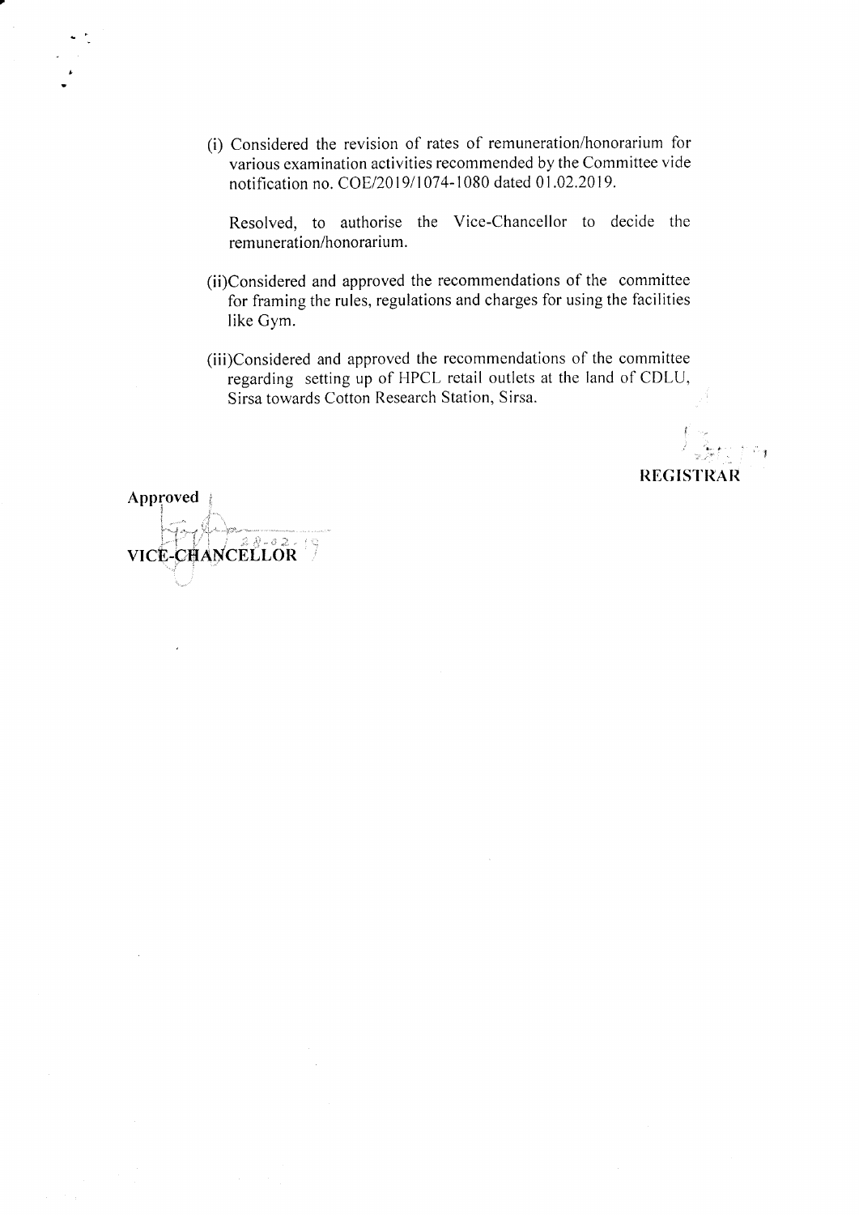(i) Considered the revision of rates of remuneration/honorarium for various examination activities recommended by the Committee vide notification no. COE/2019/1074-1080 dated 01.02.2019.

Resolved, to authorise the Vice-Chancellor to decide the remuneration/honorarium.

(ii)Considered and approved the recommendations of the committee for framing the rules, regulations and charges for using the facilities like Gym.

(iii)Considered and approved the recommendations of the committee regarding setting up of HPCL retail outlets at the land of CDLU, Sirsa towards Cotton Research Station, Sirsa.

**REGISTRAR**

**Approved**

28-02-19

**VICE-CHANCELLOR**